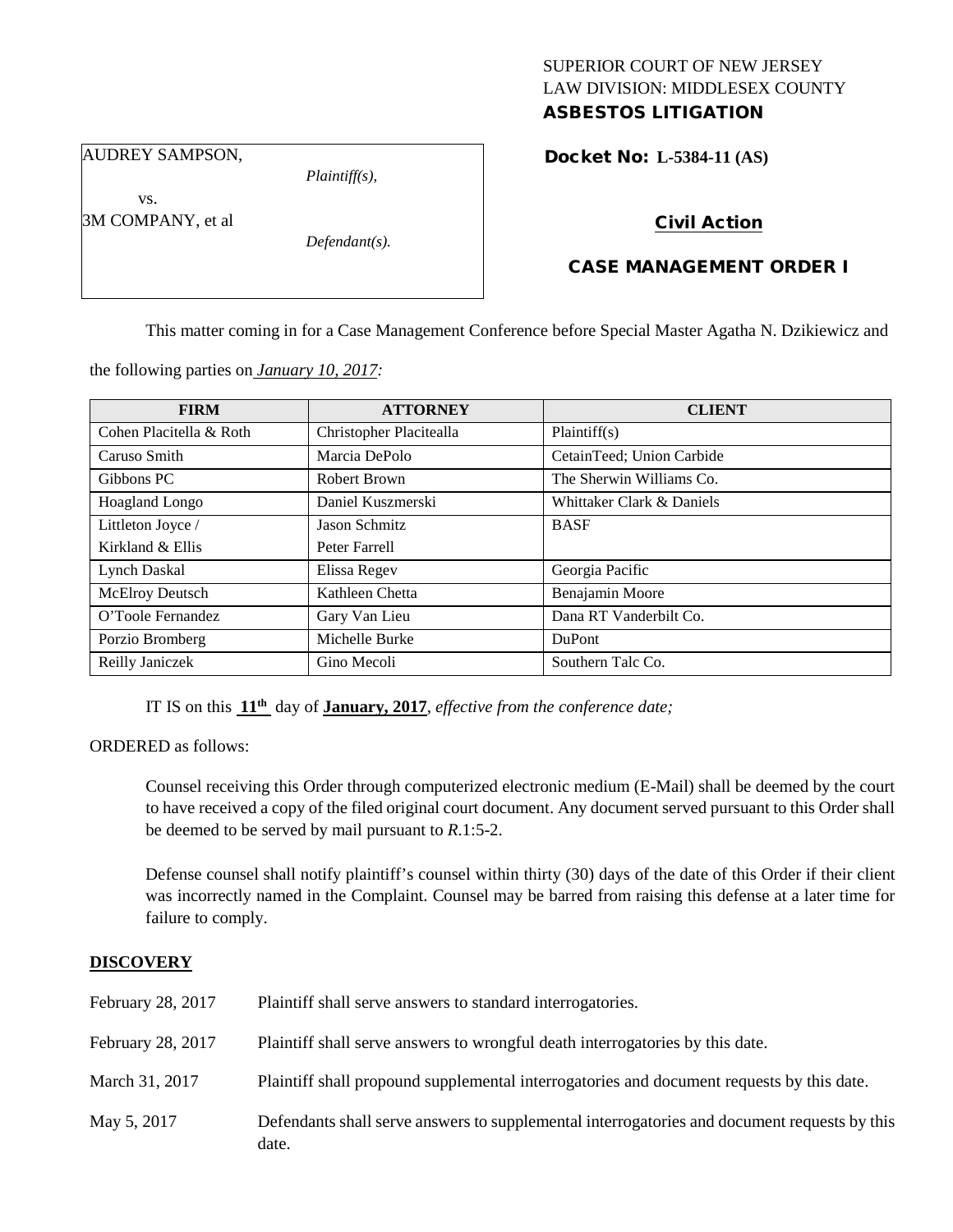SUPERIOR COURT OF NEW JERSEY
LAW DIVISION: MIDDLESEX COUNTY
**ASBESTOS LITIGATION**

AUDREY SAMPSON,
*Plaintiff(s),*
vs.
3M COMPANY, et al
*Defendant(s).*

**Docket No: L-5384-11 (AS)**

**Civil Action**

**CASE MANAGEMENT ORDER I**

This matter coming in for a Case Management Conference before Special Master Agatha N. Dzikiewicz and the following parties on *January 10, 2017:*

| FIRM | ATTORNEY | CLIENT |
|---|---|---|
| Cohen Placitella & Roth | Christopher Placitealla | Plaintiff(s) |
| Caruso Smith | Marcia DePolo | CetainTeed; Union Carbide |
| Gibbons PC | Robert Brown | The Sherwin Williams Co. |
| Hoagland Longo | Daniel Kuszmerski | Whittaker Clark & Daniels |
| Littleton Joyce / Kirkland & Ellis | Jason Schmitz Peter Farrell | BASF |
| Lynch Daskal | Elissa Regev | Georgia Pacific |
| McElroy Deutsch | Kathleen Chetta | Benajamin Moore |
| O'Toole Fernandez | Gary Van Lieu | Dana RT Vanderbilt Co. |
| Porzio Bromberg | Michelle Burke | DuPont |
| Reilly Janiczek | Gino Mecoli | Southern Talc Co. |

IT IS on this **11th** day of **January, 2017**, *effective from the conference date;*

ORDERED as follows:

Counsel receiving this Order through computerized electronic medium (E-Mail) shall be deemed by the court to have received a copy of the filed original court document. Any document served pursuant to this Order shall be deemed to be served by mail pursuant to *R*.1:5-2.

Defense counsel shall notify plaintiff's counsel within thirty (30) days of the date of this Order if their client was incorrectly named in the Complaint. Counsel may be barred from raising this defense at a later time for failure to comply.

**DISCOVERY**

| | |
|---|---|
| February 28, 2017 | Plaintiff shall serve answers to standard interrogatories. |
| February 28, 2017 | Plaintiff shall serve answers to wrongful death interrogatories by this date. |
| March 31, 2017 | Plaintiff shall propound supplemental interrogatories and document requests by this date. |
| May 5, 2017 | Defendants shall serve answers to supplemental interrogatories and document requests by this date. |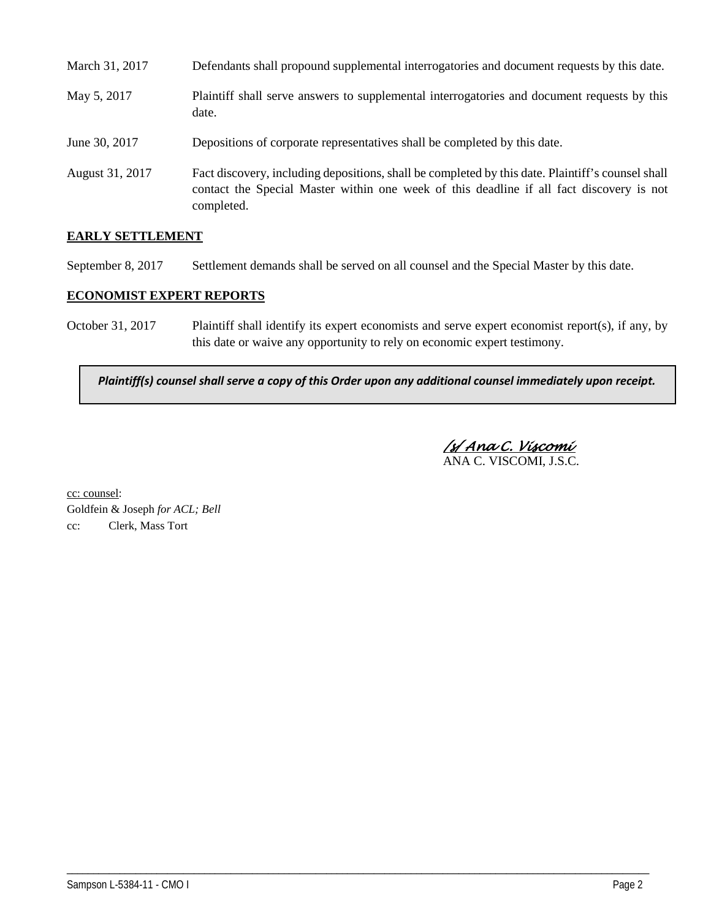| | |
|---|---|
| March 31, 2017 | Defendants shall propound supplemental interrogatories and document requests by this date. |
| May 5, 2017 | Plaintiff shall serve answers to supplemental interrogatories and document requests by this date. |
| June 30, 2017 | Depositions of corporate representatives shall be completed by this date. |
| August 31, 2017 | Fact discovery, including depositions, shall be completed by this date. Plaintiff's counsel shall contact the Special Master within one week of this deadline if all fact discovery is not completed. |

**EARLY SETTLEMENT**

| | |
|---|---|
| September 8, 2017 | Settlement demands shall be served on all counsel and the Special Master by this date. |

**ECONOMIST EXPERT REPORTS**

| | |
|---|---|
| October 31, 2017 | Plaintiff shall identify its expert economists and serve expert economist report(s), if any, by this date or waive any opportunity to rely on economic expert testimony. |

***Plaintiff(s) counsel shall serve a copy of this Order upon any additional counsel immediately upon receipt.***

/s/ Ana C. Viscomi
ANA C. VISCOMI, J.S.C.

cc: counsel:
Goldfein & Joseph *for ACL; Bell*
cc: Clerk, Mass Tort